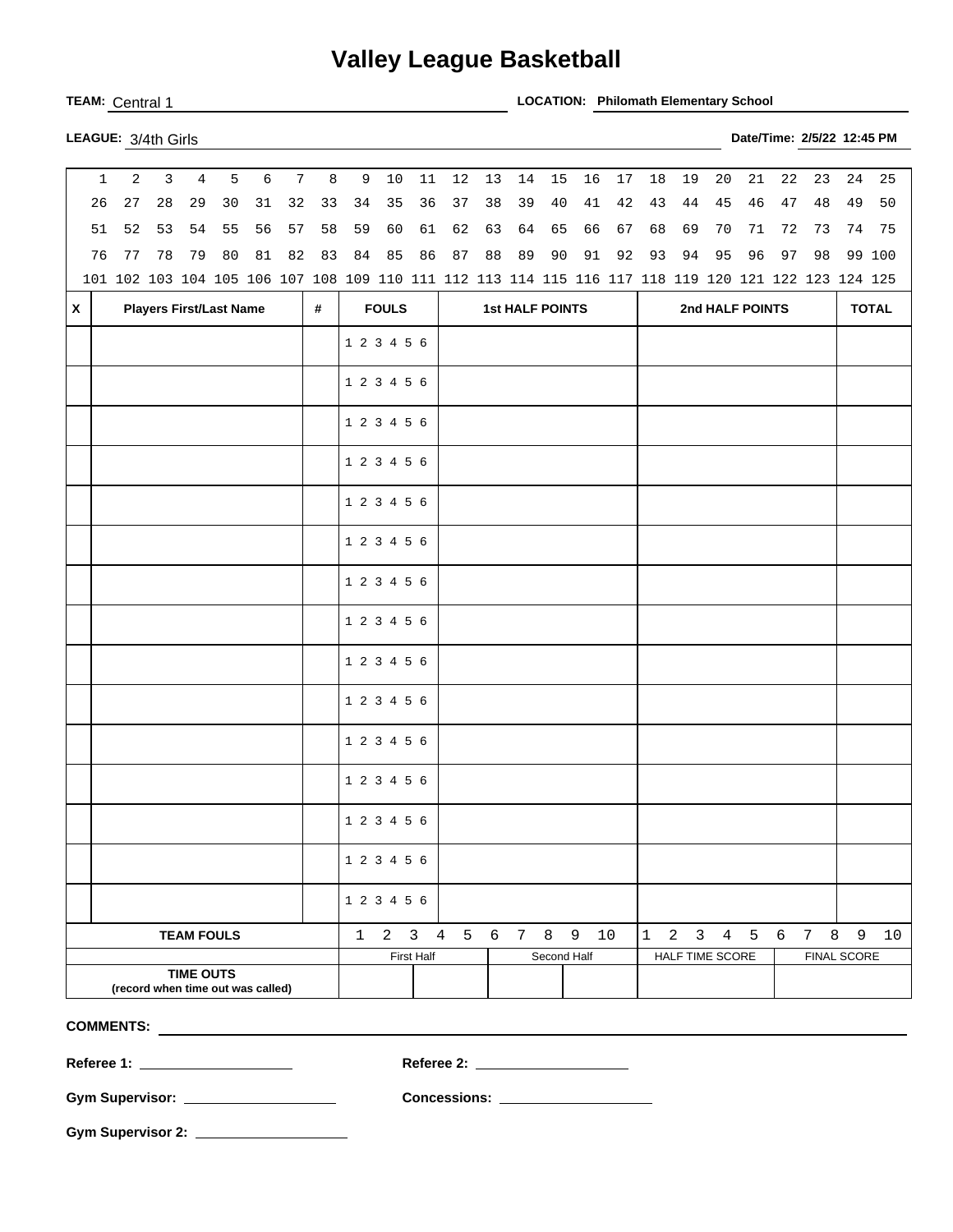# Valley League Basketball

**TEAM:** Central 1 **LOCATION:** **Philomath Elementary School**

**LEAGUE:** 3/4th Girls **Date/Time:** **2/5/22 12:45 PM**

| | | | | | | | | | | | | | | | | | | | | | | | | |
|---|---|---|---|---|---|---|---|---|---|---|---|---|---|---|---|---|---|---|---|---|---|---|---|---|
| 1 | 2 | 3 | 4 | 5 | 6 | 7 | 8 | 9 | 10 | 11 | 12 | 13 | 14 | 15 | 16 | 17 | 18 | 19 | 20 | 21 | 22 | 23 | 24 | 25 |
| 26 | 27 | 28 | 29 | 30 | 31 | 32 | 33 | 34 | 35 | 36 | 37 | 38 | 39 | 40 | 41 | 42 | 43 | 44 | 45 | 46 | 47 | 48 | 49 | 50 |
| 51 | 52 | 53 | 54 | 55 | 56 | 57 | 58 | 59 | 60 | 61 | 62 | 63 | 64 | 65 | 66 | 67 | 68 | 69 | 70 | 71 | 72 | 73 | 74 | 75 |
| 76 | 77 | 78 | 79 | 80 | 81 | 82 | 83 | 84 | 85 | 86 | 87 | 88 | 89 | 90 | 91 | 92 | 93 | 94 | 95 | 96 | 97 | 98 | 99 | 100 |
| 101 | 102 | 103 | 104 | 105 | 106 | 107 | 108 | 109 | 110 | 111 | 112 | 113 | 114 | 115 | 116 | 117 | 118 | 119 | 120 | 121 | 122 | 123 | 124 | 125 |

| X | Players First/Last Name | # | FOULS | 1st HALF POINTS | 2nd HALF POINTS | TOTAL |
|---|---|---|---|---|---|---|
| | | | 1 2 3 4 5 6 | | | |
| | | | 1 2 3 4 5 6 | | | |
| | | | 1 2 3 4 5 6 | | | |
| | | | 1 2 3 4 5 6 | | | |
| | | | 1 2 3 4 5 6 | | | |
| | | | 1 2 3 4 5 6 | | | |
| | | | 1 2 3 4 5 6 | | | |
| | | | 1 2 3 4 5 6 | | | |
| | | | 1 2 3 4 5 6 | | | |
| | | | 1 2 3 4 5 6 | | | |
| | | | 1 2 3 4 5 6 | | | |
| | | | 1 2 3 4 5 6 | | | |
| | | | 1 2 3 4 5 6 | | | |
| | | | 1 2 3 4 5 6 | | | |
| | | | 1 2 3 4 5 6 | | | |

| TEAM FOULS | 1 2 3 4 5 6 7 8 9 10 | | 1 2 3 4 5 6 7 8 9 10 | |
|---|---|---|---|---|
| | First Half | Second Half | HALF TIME SCORE | FINAL SCORE |
| **TIME OUTS** (record when time out was called) | | | | |

**COMMENTS:** 

**Referee 1:** **Referee 2:** 

**Gym Supervisor:** **Concessions:** 

**Gym Supervisor 2:**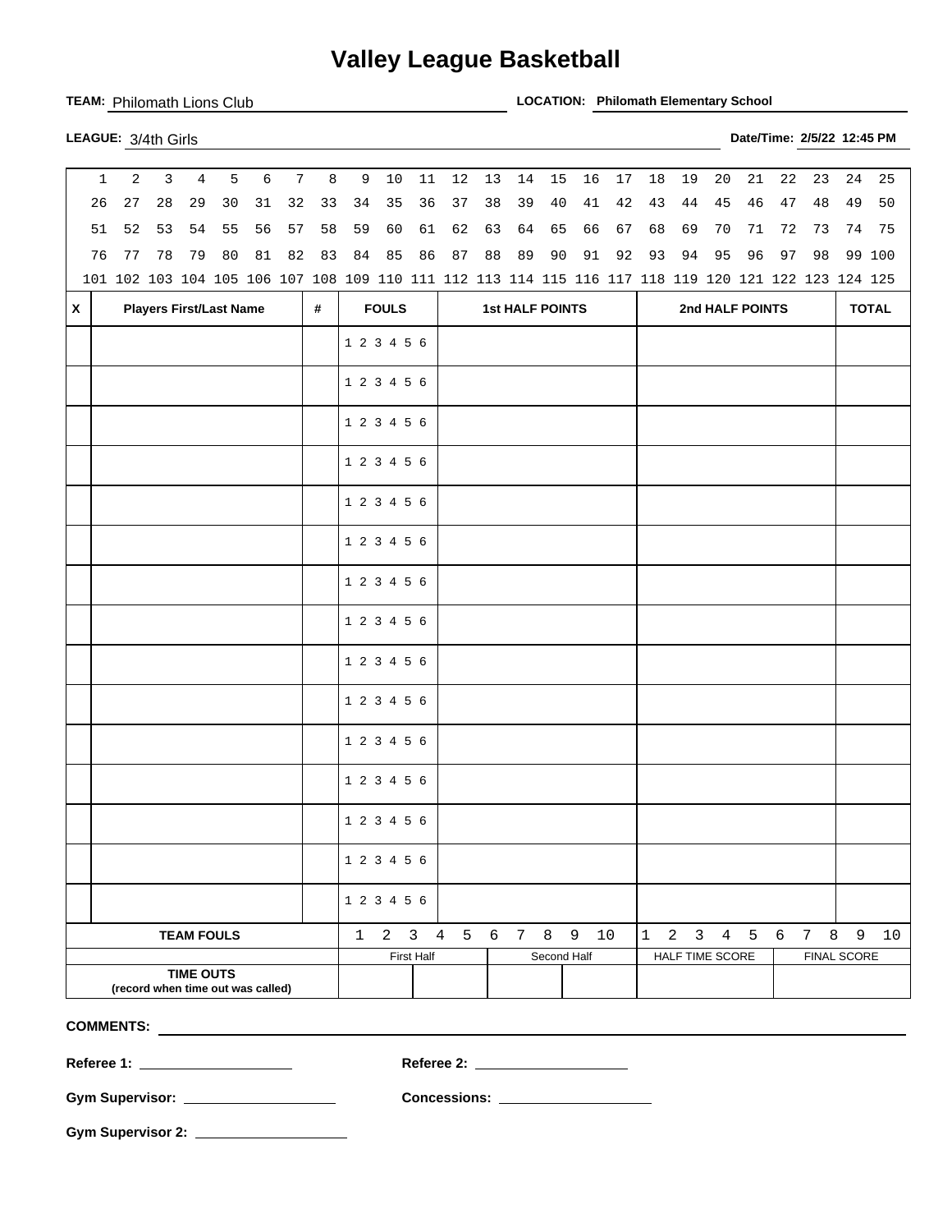# Valley League Basketball

**TEAM:** Philomath Lions Club **LOCATION:** **Philomath Elementary School**

**LEAGUE:** 3/4th Girls **Date/Time: 2/5/22 12:45 PM**

| | | | | | | | | | | | | | | | | | | | | | | | | |
|---|---|---|---|---|---|---|---|---|---|---|---|---|---|---|---|---|---|---|---|---|---|---|---|---|
| 1 | 2 | 3 | 4 | 5 | 6 | 7 | 8 | 9 | 10 | 11 | 12 | 13 | 14 | 15 | 16 | 17 | 18 | 19 | 20 | 21 | 22 | 23 | 24 | 25 |
| 26 | 27 | 28 | 29 | 30 | 31 | 32 | 33 | 34 | 35 | 36 | 37 | 38 | 39 | 40 | 41 | 42 | 43 | 44 | 45 | 46 | 47 | 48 | 49 | 50 |
| 51 | 52 | 53 | 54 | 55 | 56 | 57 | 58 | 59 | 60 | 61 | 62 | 63 | 64 | 65 | 66 | 67 | 68 | 69 | 70 | 71 | 72 | 73 | 74 | 75 |
| 76 | 77 | 78 | 79 | 80 | 81 | 82 | 83 | 84 | 85 | 86 | 87 | 88 | 89 | 90 | 91 | 92 | 93 | 94 | 95 | 96 | 97 | 98 | 99 | 100 |
| 101 | 102 | 103 | 104 | 105 | 106 | 107 | 108 | 109 | 110 | 111 | 112 | 113 | 114 | 115 | 116 | 117 | 118 | 119 | 120 | 121 | 122 | 123 | 124 | 125 |

| X | Players First/Last Name | # | FOULS | 1st HALF POINTS | 2nd HALF POINTS | TOTAL |
|---|---|---|---|---|---|---|
| | | | 1 2 3 4 5 6 | | | |
| | | | 1 2 3 4 5 6 | | | |
| | | | 1 2 3 4 5 6 | | | |
| | | | 1 2 3 4 5 6 | | | |
| | | | 1 2 3 4 5 6 | | | |
| | | | 1 2 3 4 5 6 | | | |
| | | | 1 2 3 4 5 6 | | | |
| | | | 1 2 3 4 5 6 | | | |
| | | | 1 2 3 4 5 6 | | | |
| | | | 1 2 3 4 5 6 | | | |
| | | | 1 2 3 4 5 6 | | | |
| | | | 1 2 3 4 5 6 | | | |
| | | | 1 2 3 4 5 6 | | | |
| | | | 1 2 3 4 5 6 | | | |
| | | | 1 2 3 4 5 6 | | | |

| | | | | |
|---|---|---|---|---|
| **TEAM FOULS** | 1 2 3 4 5 6 7 8 9 10 | | 1 2 3 4 5 6 7 8 9 10 | |
| | First Half | Second Half | HALF TIME SCORE | FINAL SCORE |
| **TIME OUTS** (record when time out was called) | | | | |

**COMMENTS:** ______________________________

**Referee 1:** ____________________ **Referee 2:** ____________________

**Gym Supervisor:** ____________________ **Concessions:** ____________________

**Gym Supervisor 2:** ____________________